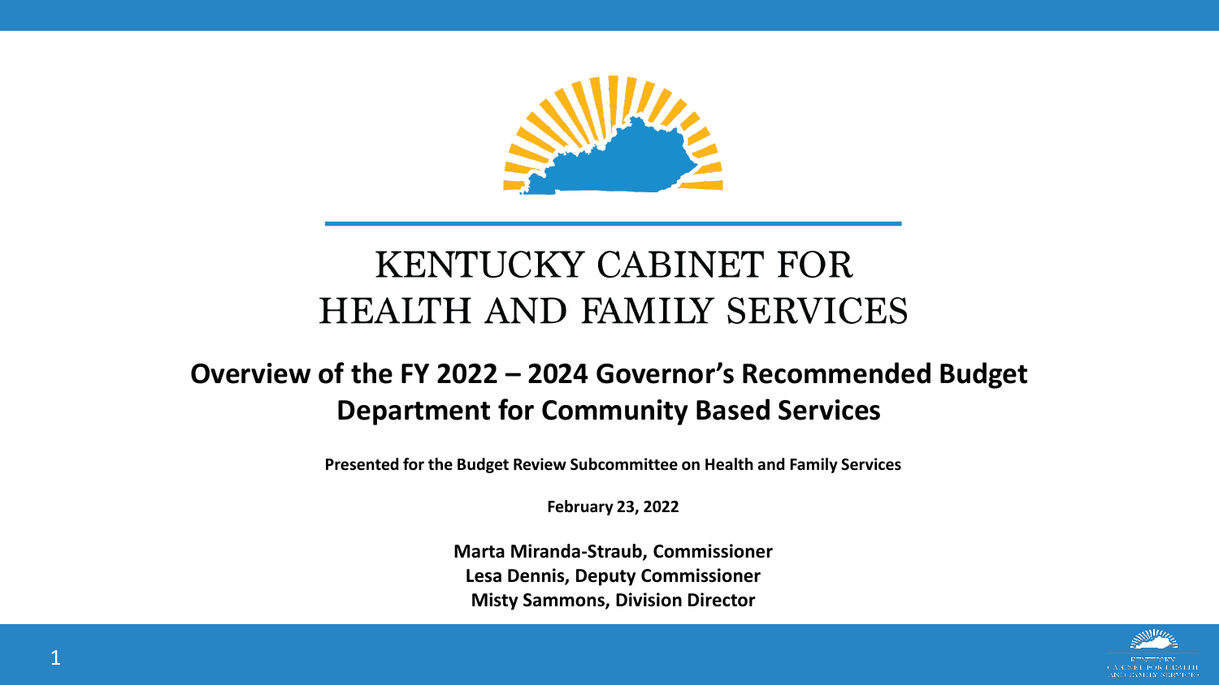# KENTUCKY CABINET FOR HEALTH AND FAMILY SERVICES

## Overview of the FY 2022 – 2024 Governor's Recommended Budget
## Department for Community Based Services

**Presented for the Budget Review Subcommittee on Health and Family Services**

**February 23, 2022**

**Marta Miranda-Straub, Commissioner**
**Lesa Dennis, Deputy Commissioner**
**Misty Sammons, Division Director**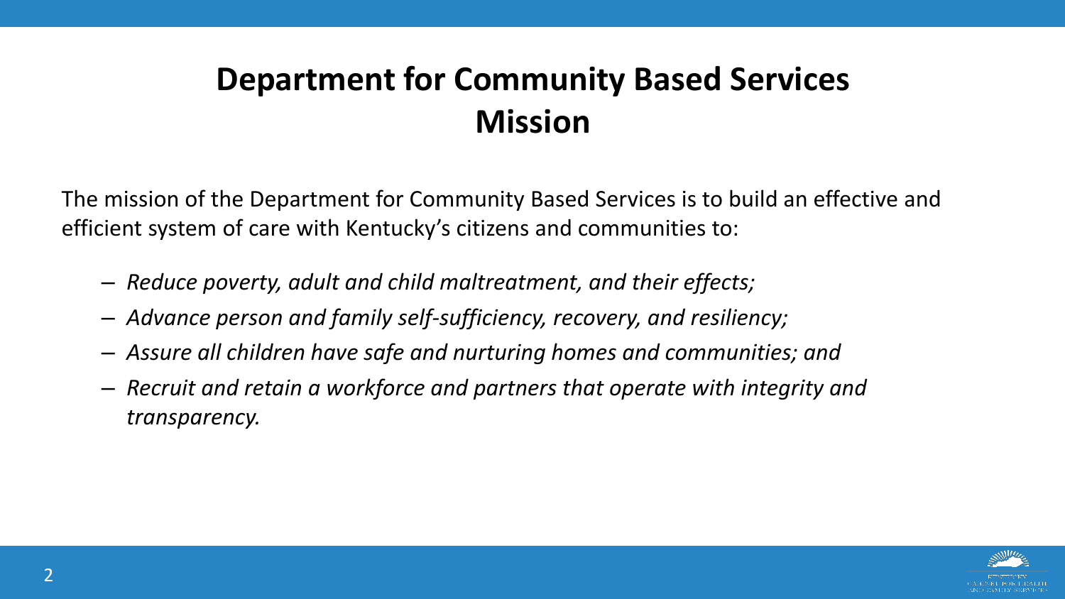# Department for Community Based Services Mission

The mission of the Department for Community Based Services is to build an effective and efficient system of care with Kentucky's citizens and communities to:

- *Reduce poverty, adult and child maltreatment, and their effects;*
- *Advance person and family self-sufficiency, recovery, and resiliency;*
- *Assure all children have safe and nurturing homes and communities; and*
- *Recruit and retain a workforce and partners that operate with integrity and transparency.*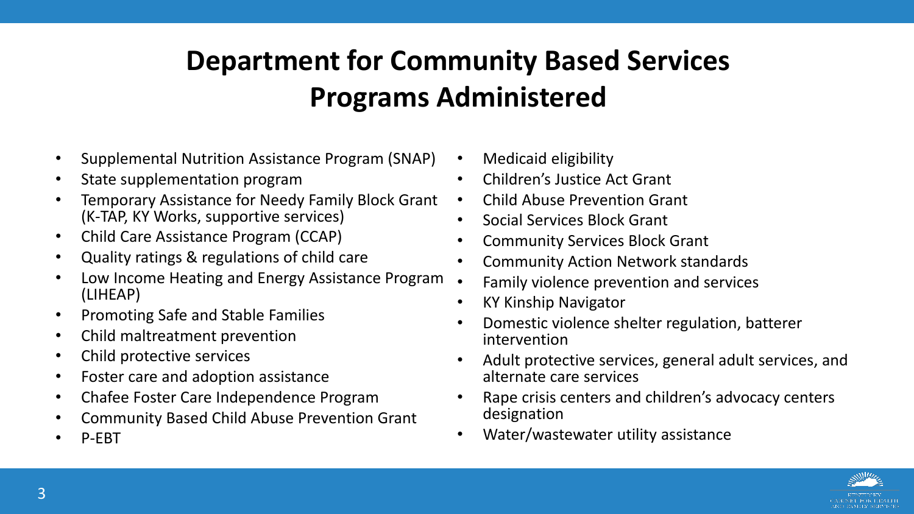# Department for Community Based Services Programs Administered

- Supplemental Nutrition Assistance Program (SNAP)
- State supplementation program
- Temporary Assistance for Needy Family Block Grant (K-TAP, KY Works, supportive services)
- Child Care Assistance Program (CCAP)
- Quality ratings & regulations of child care
- Low Income Heating and Energy Assistance Program (LIHEAP)
- Promoting Safe and Stable Families
- Child maltreatment prevention
- Child protective services
- Foster care and adoption assistance
- Chafee Foster Care Independence Program
- Community Based Child Abuse Prevention Grant
- P-EBT
- Medicaid eligibility
- Children's Justice Act Grant
- Child Abuse Prevention Grant
- Social Services Block Grant
- Community Services Block Grant
- Community Action Network standards
- Family violence prevention and services
- KY Kinship Navigator
- Domestic violence shelter regulation, batterer intervention
- Adult protective services, general adult services, and alternate care services
- Rape crisis centers and children's advocacy centers designation
- Water/wastewater utility assistance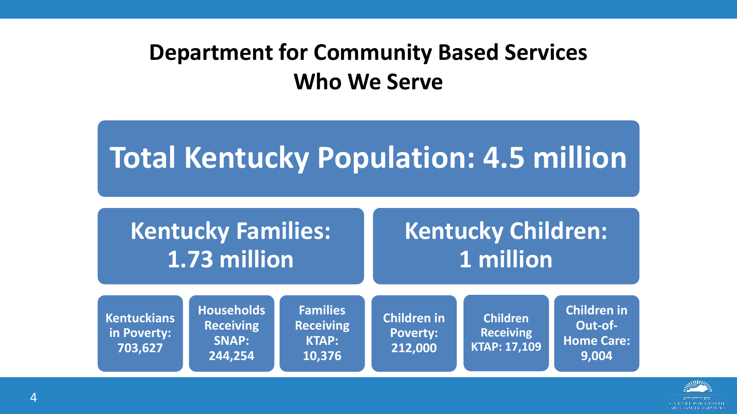# Department for Community Based Services
# Who We Serve

## Total Kentucky Population: 4.5 million

### Kentucky Families: 1.73 million

- **Kentuckians in Poverty: 703,627**
- **Households Receiving SNAP: 244,254**
- **Families Receiving KTAP: 10,376**

### Kentucky Children: 1 million

- **Children in Poverty: 212,000**
- **Children Receiving KTAP: 17,109**
- **Children in Out-of-Home Care: 9,004**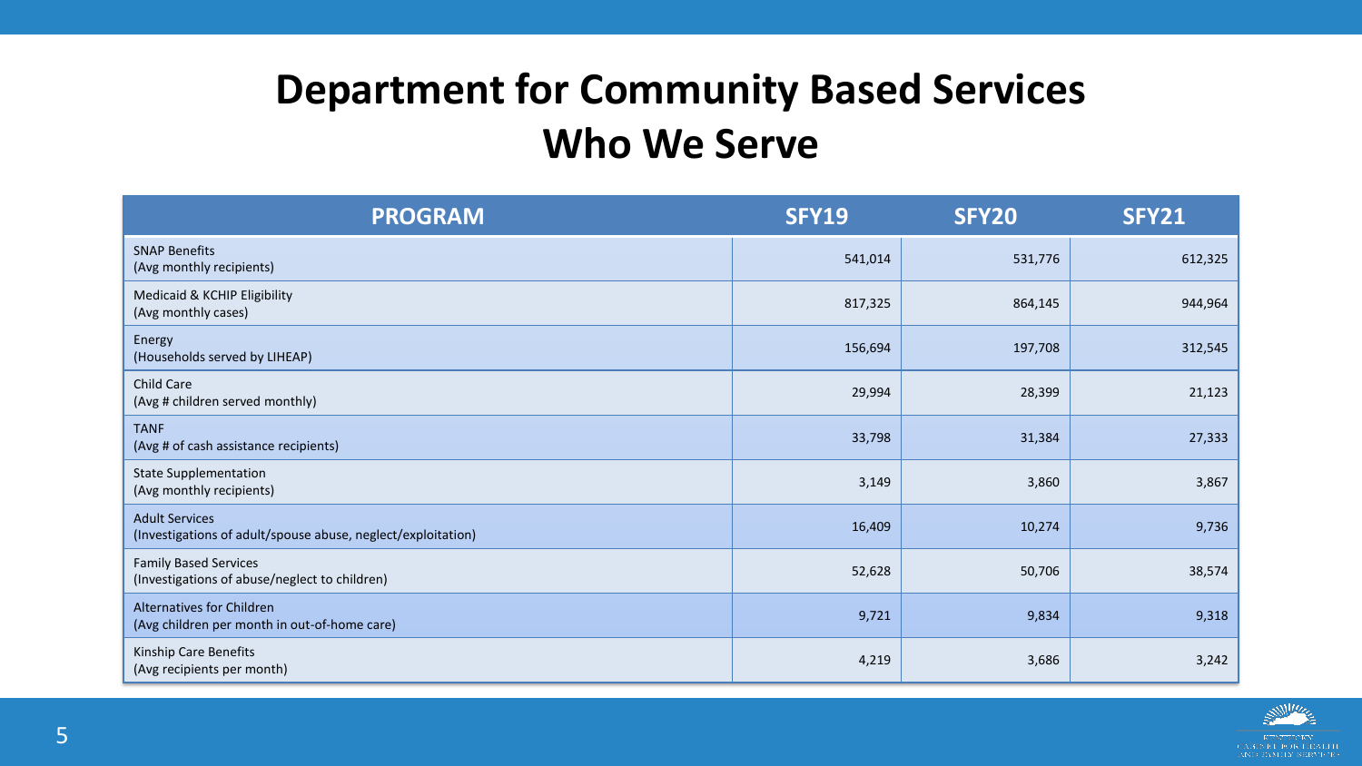# Department for Community Based Services
# Who We Serve

| PROGRAM | SFY19 | SFY20 | SFY21 |
|---|---|---|---|
| SNAP Benefits (Avg monthly recipients) | 541,014 | 531,776 | 612,325 |
| Medicaid & KCHIP Eligibility (Avg monthly cases) | 817,325 | 864,145 | 944,964 |
| Energy (Households served by LIHEAP) | 156,694 | 197,708 | 312,545 |
| Child Care (Avg # children served monthly) | 29,994 | 28,399 | 21,123 |
| TANF (Avg # of cash assistance recipients) | 33,798 | 31,384 | 27,333 |
| State Supplementation (Avg monthly recipients) | 3,149 | 3,860 | 3,867 |
| Adult Services (Investigations of adult/spouse abuse, neglect/exploitation) | 16,409 | 10,274 | 9,736 |
| Family Based Services (Investigations of abuse/neglect to children) | 52,628 | 50,706 | 38,574 |
| Alternatives for Children (Avg children per month in out-of-home care) | 9,721 | 9,834 | 9,318 |
| Kinship Care Benefits (Avg recipients per month) | 4,219 | 3,686 | 3,242 |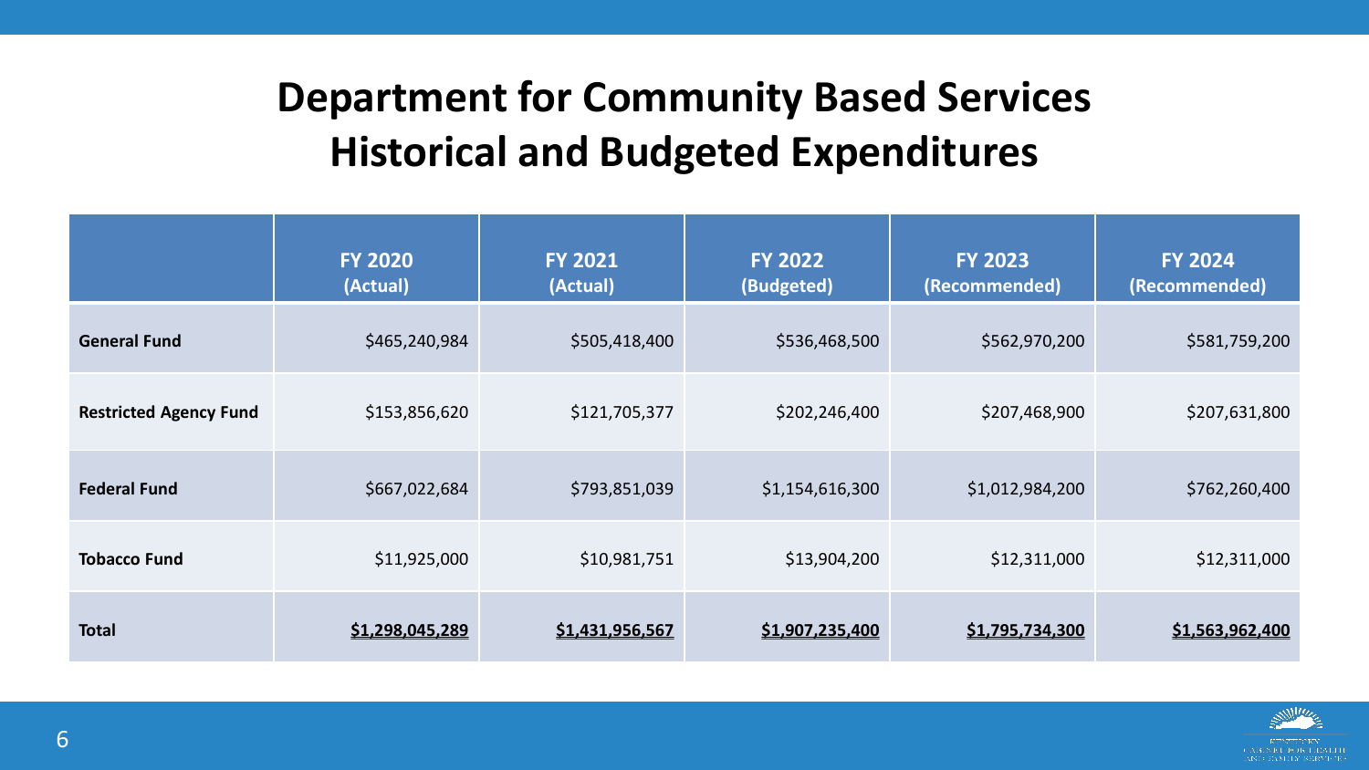# Department for Community Based Services Historical and Budgeted Expenditures

| | FY 2020 (Actual) | FY 2021 (Actual) | FY 2022 (Budgeted) | FY 2023 (Recommended) | FY 2024 (Recommended) |
|---|---|---|---|---|---|
| **General Fund** | $465,240,984 | $505,418,400 | $536,468,500 | $562,970,200 | $581,759,200 |
| **Restricted Agency Fund** | $153,856,620 | $121,705,377 | $202,246,400 | $207,468,900 | $207,631,800 |
| **Federal Fund** | $667,022,684 | $793,851,039 | $1,154,616,300 | $1,012,984,200 | $762,260,400 |
| **Tobacco Fund** | $11,925,000 | $10,981,751 | $13,904,200 | $12,311,000 | $12,311,000 |
| **Total** | **$1,298,045,289** | **$1,431,956,567** | **$1,907,235,400** | **$1,795,734,300** | **$1,563,962,400** |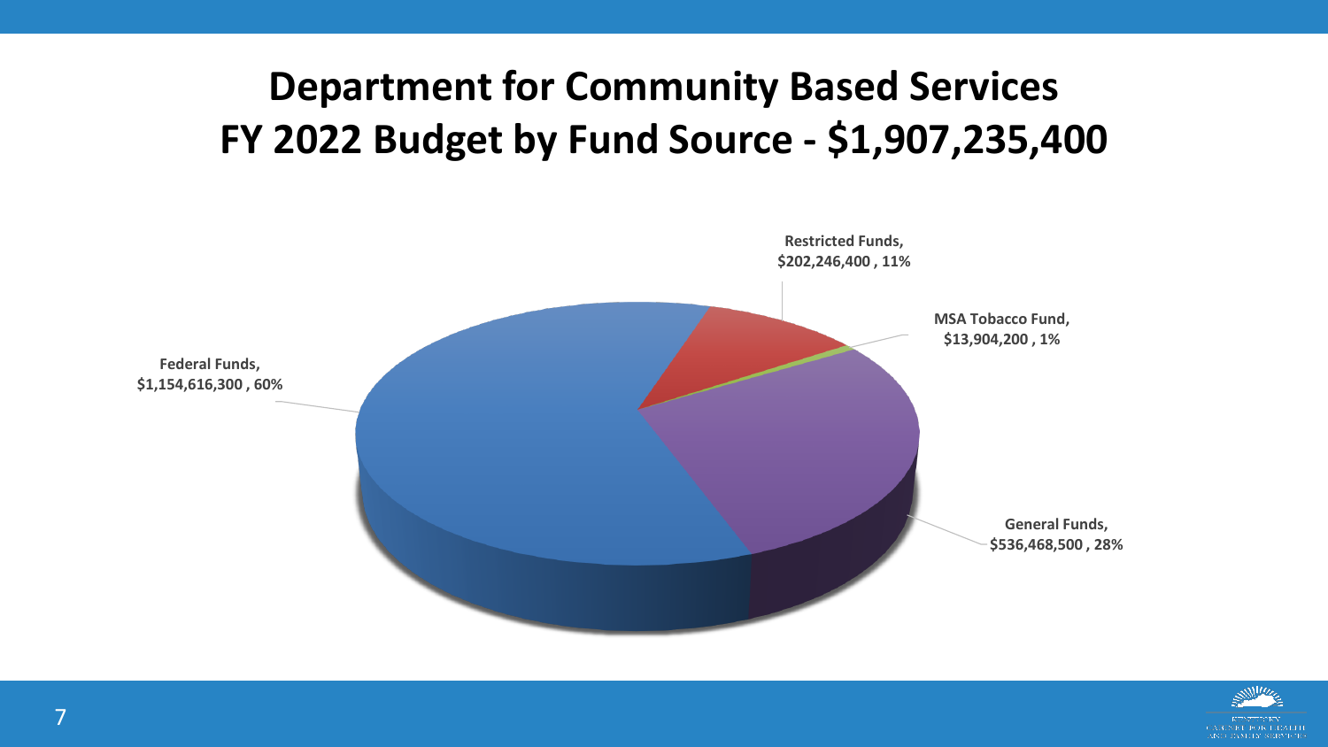# Department for Community Based Services
# FY 2022 Budget by Fund Source - $1,907,235,400

**Restricted Funds, $202,246,400 , 11%**

**MSA Tobacco Fund, $13,904,200 , 1%**

**Federal Funds, $1,154,616,300 , 60%**

**General Funds, $536,468,500 , 28%**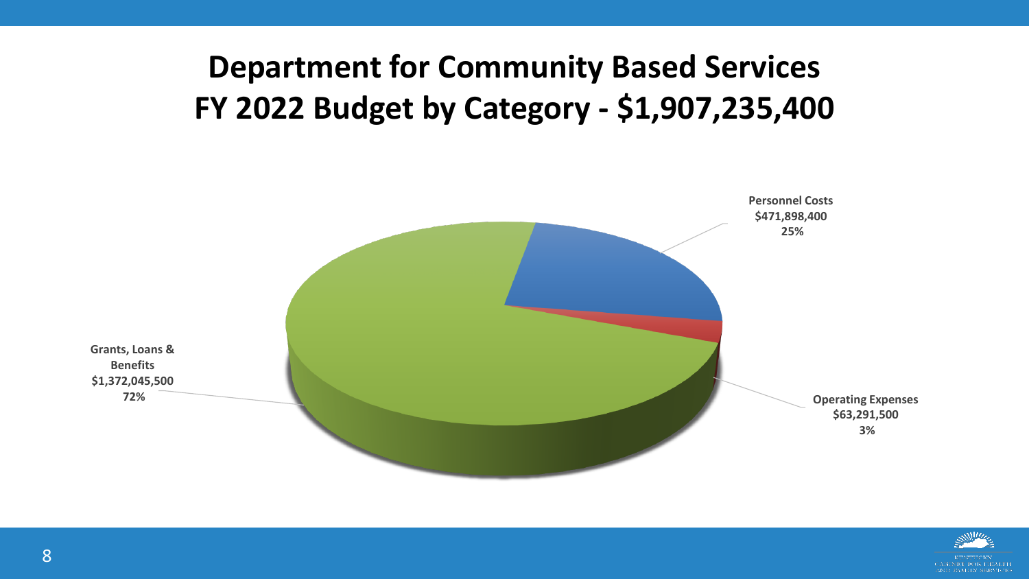# Department for Community Based Services FY 2022 Budget by Category - $1,907,235,400

**Personnel Costs**
**$471,898,400**
**25%**

**Grants, Loans & Benefits**
**$1,372,045,500**
**72%**

**Operating Expenses**
**$63,291,500**
**3%**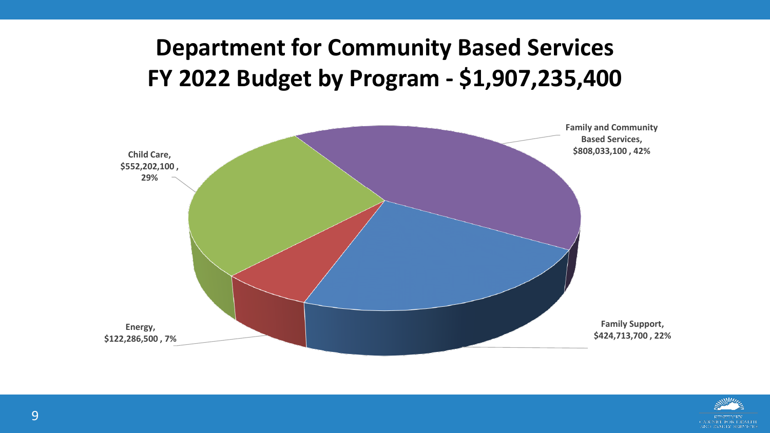# Department for Community Based Services FY 2022 Budget by Program - $1,907,235,400

Family and Community Based Services, $808,033,100 , 42%

Child Care, $552,202,100 , 29%

Energy, $122,286,500 , 7%

Family Support, $424,713,700 , 22%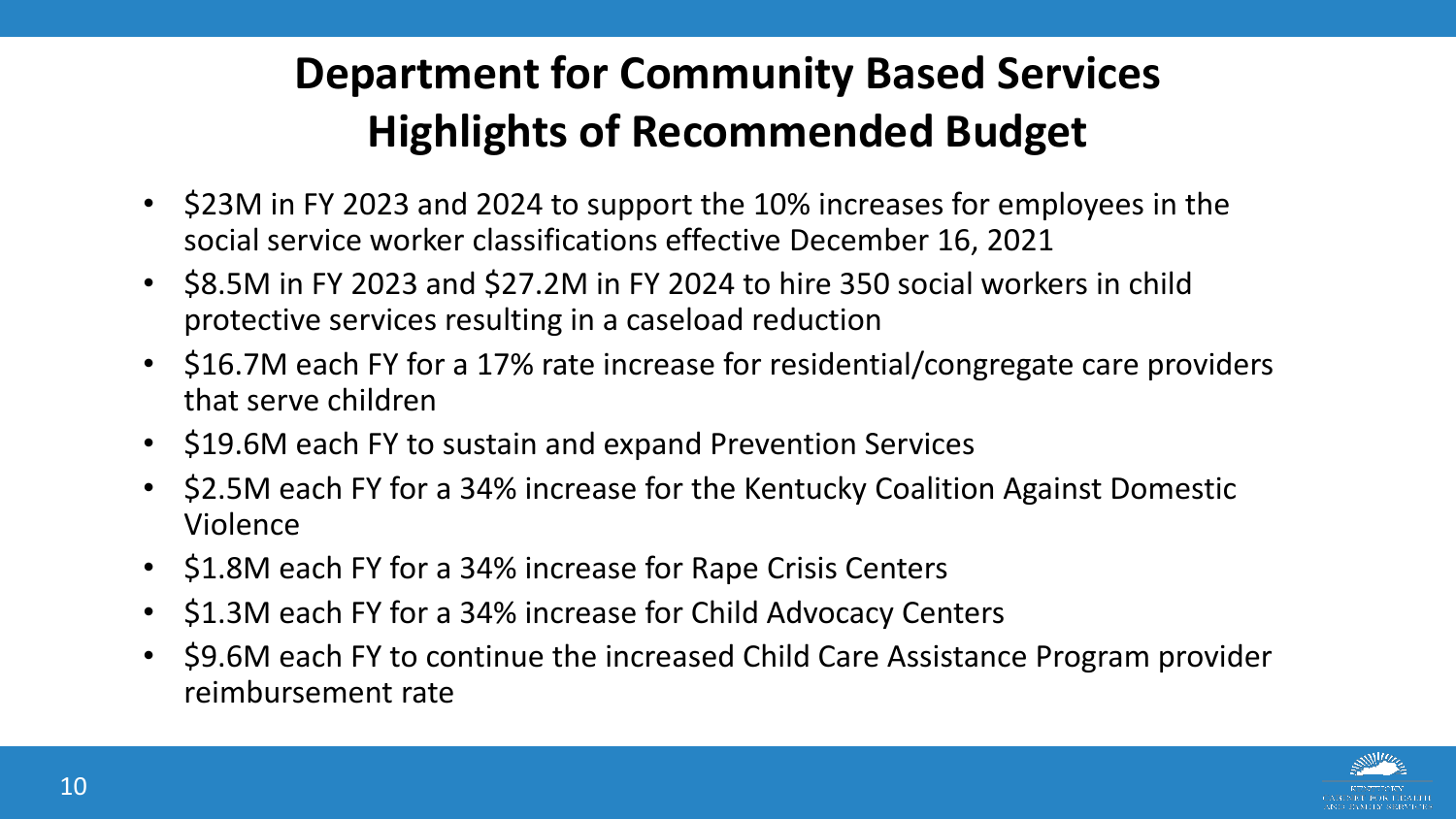# Department for Community Based Services
# Highlights of Recommended Budget

- $23M in FY 2023 and 2024 to support the 10% increases for employees in the social service worker classifications effective December 16, 2021
- $8.5M in FY 2023 and $27.2M in FY 2024 to hire 350 social workers in child protective services resulting in a caseload reduction
- $16.7M each FY for a 17% rate increase for residential/congregate care providers that serve children
- $19.6M each FY to sustain and expand Prevention Services
- $2.5M each FY for a 34% increase for the Kentucky Coalition Against Domestic Violence
- $1.8M each FY for a 34% increase for Rape Crisis Centers
- $1.3M each FY for a 34% increase for Child Advocacy Centers
- $9.6M each FY to continue the increased Child Care Assistance Program provider reimbursement rate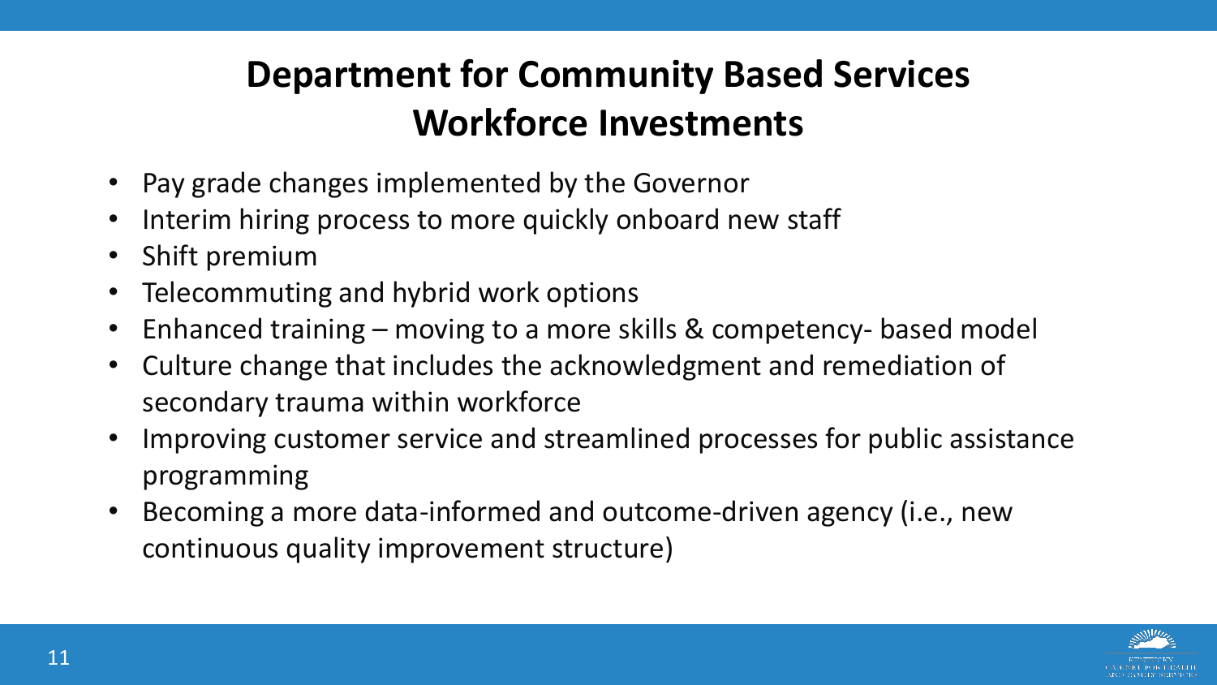# Department for Community Based Services Workforce Investments

- Pay grade changes implemented by the Governor
- Interim hiring process to more quickly onboard new staff
- Shift premium
- Telecommuting and hybrid work options
- Enhanced training – moving to a more skills & competency- based model
- Culture change that includes the acknowledgment and remediation of secondary trauma within workforce
- Improving customer service and streamlined processes for public assistance programming
- Becoming a more data-informed and outcome-driven agency (i.e., new continuous quality improvement structure)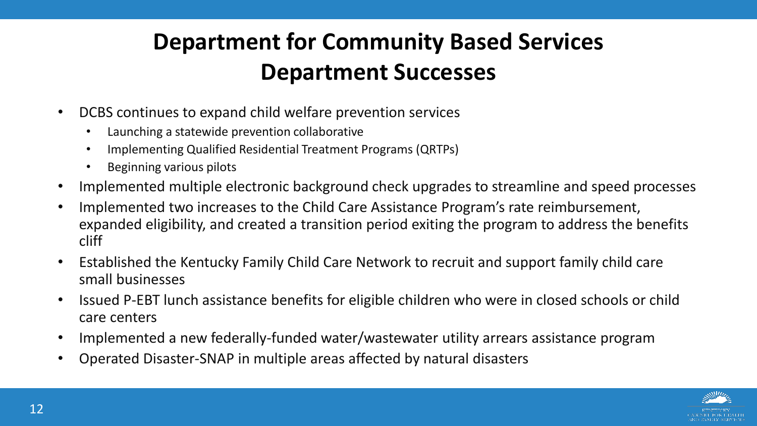# Department for Community Based Services
# Department Successes

- DCBS continues to expand child welfare prevention services
  - Launching a statewide prevention collaborative
  - Implementing Qualified Residential Treatment Programs (QRTPs)
  - Beginning various pilots
- Implemented multiple electronic background check upgrades to streamline and speed processes
- Implemented two increases to the Child Care Assistance Program's rate reimbursement, expanded eligibility, and created a transition period exiting the program to address the benefits cliff
- Established the Kentucky Family Child Care Network to recruit and support family child care small businesses
- Issued P-EBT lunch assistance benefits for eligible children who were in closed schools or child care centers
- Implemented a new federally-funded water/wastewater utility arrears assistance program
- Operated Disaster-SNAP in multiple areas affected by natural disasters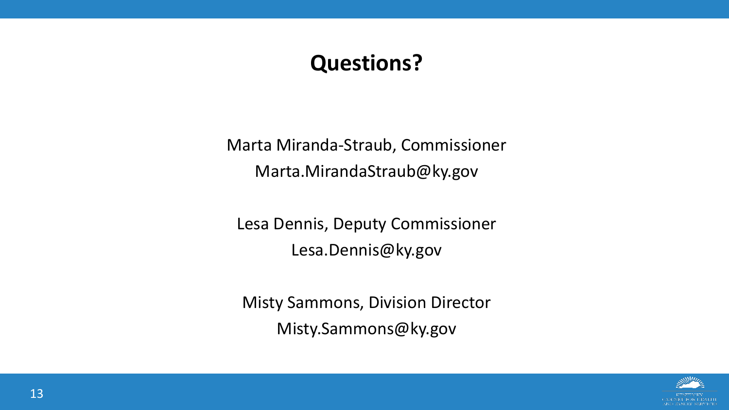# Questions?

Marta Miranda-Straub, Commissioner

Marta.MirandaStraub@ky.gov

Lesa Dennis, Deputy Commissioner

Lesa.Dennis@ky.gov

Misty Sammons, Division Director

Misty.Sammons@ky.gov